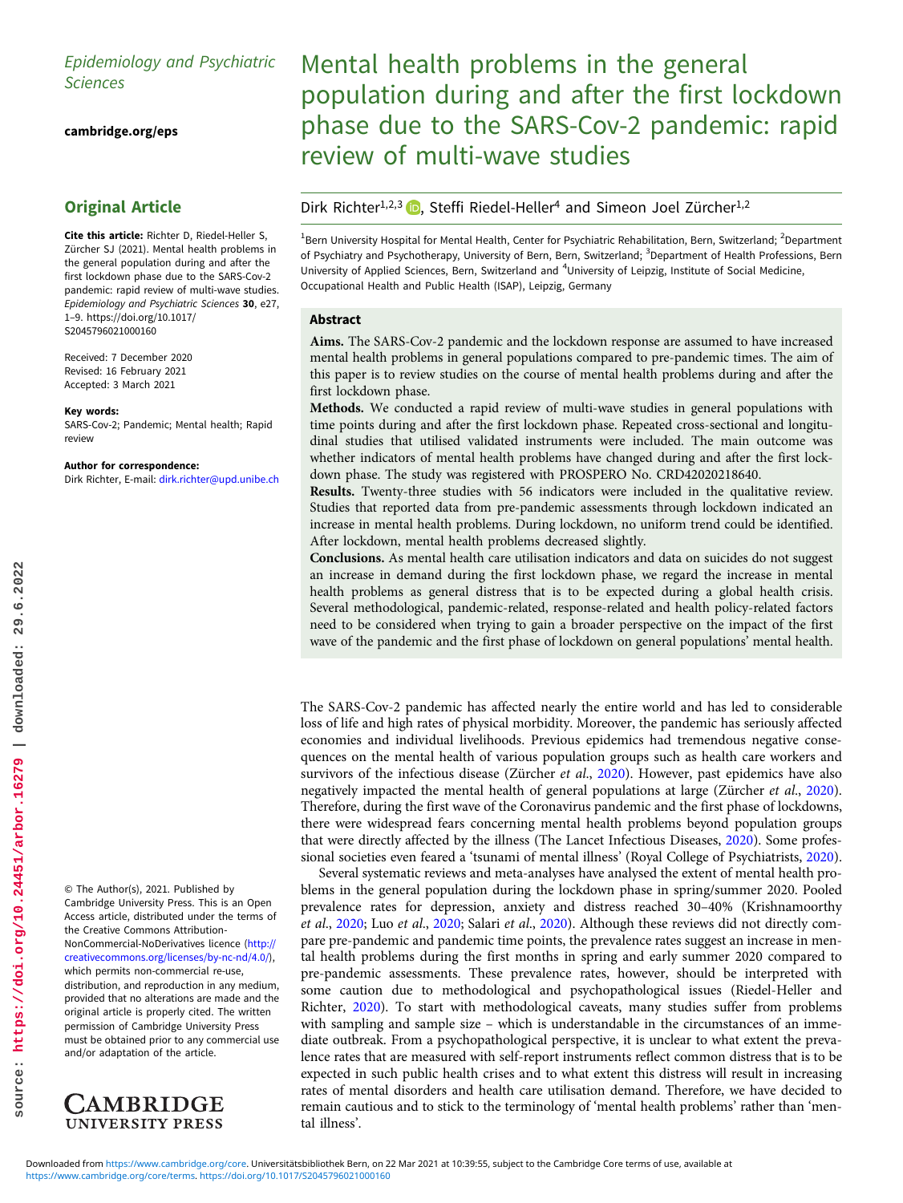Epidemiology and Psychiatric Sciences

cambridge.org/eps

## Original Article

**Cite this article:** Richter D, Riedel-Heller S, Zürcher SJ (2021). Mental health problems in the general population during and after the first lockdown phase due to the SARS-Cov-2 pandemic: rapid review of multi-wave studies. *Epidemiology and Psychiatric Sciences* **30**, e27, 1–9. https://doi.org/10.1017/S2045796021000160

Received: 7 December 2020
Revised: 16 February 2021
Accepted: 3 March 2021

**Key words:**
SARS-Cov-2; Pandemic; Mental health; Rapid review

**Author for correspondence:**
Dirk Richter, E-mail: dirk.richter@upd.unibe.ch

© The Author(s), 2021. Published by Cambridge University Press. This is an Open Access article, distributed under the terms of the Creative Commons Attribution-NonCommercial-NoDerivatives licence (http://creativecommons.org/licenses/by-nc-nd/4.0/), which permits non-commercial re-use, distribution, and reproduction in any medium, provided that no alterations are made and the original article is properly cited. The written permission of Cambridge University Press must be obtained prior to any commercial use and/or adaptation of the article.

# Mental health problems in the general population during and after the first lockdown phase due to the SARS-Cov-2 pandemic: rapid review of multi-wave studies

Dirk Richter[1,2,3], Steffi Riedel-Heller[4] and Simeon Joel Zürcher[1,2]

[1]Bern University Hospital for Mental Health, Center for Psychiatric Rehabilitation, Bern, Switzerland; [2]Department of Psychiatry and Psychotherapy, University of Bern, Bern, Switzerland; [3]Department of Health Professions, Bern University of Applied Sciences, Bern, Switzerland and [4]University of Leipzig, Institute of Social Medicine, Occupational Health and Public Health (ISAP), Leipzig, Germany

## Abstract

**Aims.** The SARS-Cov-2 pandemic and the lockdown response are assumed to have increased mental health problems in general populations compared to pre-pandemic times. The aim of this paper is to review studies on the course of mental health problems during and after the first lockdown phase.

**Methods.** We conducted a rapid review of multi-wave studies in general populations with time points during and after the first lockdown phase. Repeated cross-sectional and longitudinal studies that utilised validated instruments were included. The main outcome was whether indicators of mental health problems have changed during and after the first lockdown phase. The study was registered with PROSPERO No. CRD42020218640.

**Results.** Twenty-three studies with 56 indicators were included in the qualitative review. Studies that reported data from pre-pandemic assessments through lockdown indicated an increase in mental health problems. During lockdown, no uniform trend could be identified. After lockdown, mental health problems decreased slightly.

**Conclusions.** As mental health care utilisation indicators and data on suicides do not suggest an increase in demand during the first lockdown phase, we regard the increase in mental health problems as general distress that is to be expected during a global health crisis. Several methodological, pandemic-related, response-related and health policy-related factors need to be considered when trying to gain a broader perspective on the impact of the first wave of the pandemic and the first phase of lockdown on general populations' mental health.

The SARS-Cov-2 pandemic has affected nearly the entire world and has led to considerable loss of life and high rates of physical morbidity. Moreover, the pandemic has seriously affected economies and individual livelihoods. Previous epidemics had tremendous negative consequences on the mental health of various population groups such as health care workers and survivors of the infectious disease (Zürcher *et al*., 2020). However, past epidemics have also negatively impacted the mental health of general populations at large (Zürcher *et al*., 2020). Therefore, during the first wave of the Coronavirus pandemic and the first phase of lockdowns, there were widespread fears concerning mental health problems beyond population groups that were directly affected by the illness (The Lancet Infectious Diseases, 2020). Some professional societies even feared a 'tsunami of mental illness' (Royal College of Psychiatrists, 2020).

Several systematic reviews and meta-analyses have analysed the extent of mental health problems in the general population during the lockdown phase in spring/summer 2020. Pooled prevalence rates for depression, anxiety and distress reached 30–40% (Krishnamoorthy *et al*., 2020; Luo *et al*., 2020; Salari *et al*., 2020). Although these reviews did not directly compare pre-pandemic and pandemic time points, the prevalence rates suggest an increase in mental health problems during the first months in spring and early summer 2020 compared to pre-pandemic assessments. These prevalence rates, however, should be interpreted with some caution due to methodological and psychopathological issues (Riedel-Heller and Richter, 2020). To start with methodological caveats, many studies suffer from problems with sampling and sample size – which is understandable in the circumstances of an immediate outbreak. From a psychopathological perspective, it is unclear to what extent the prevalence rates that are measured with self-report instruments reflect common distress that is to be expected in such public health crises and to what extent this distress will result in increasing rates of mental disorders and health care utilisation demand. Therefore, we have decided to remain cautious and to stick to the terminology of 'mental health problems' rather than 'mental illness'.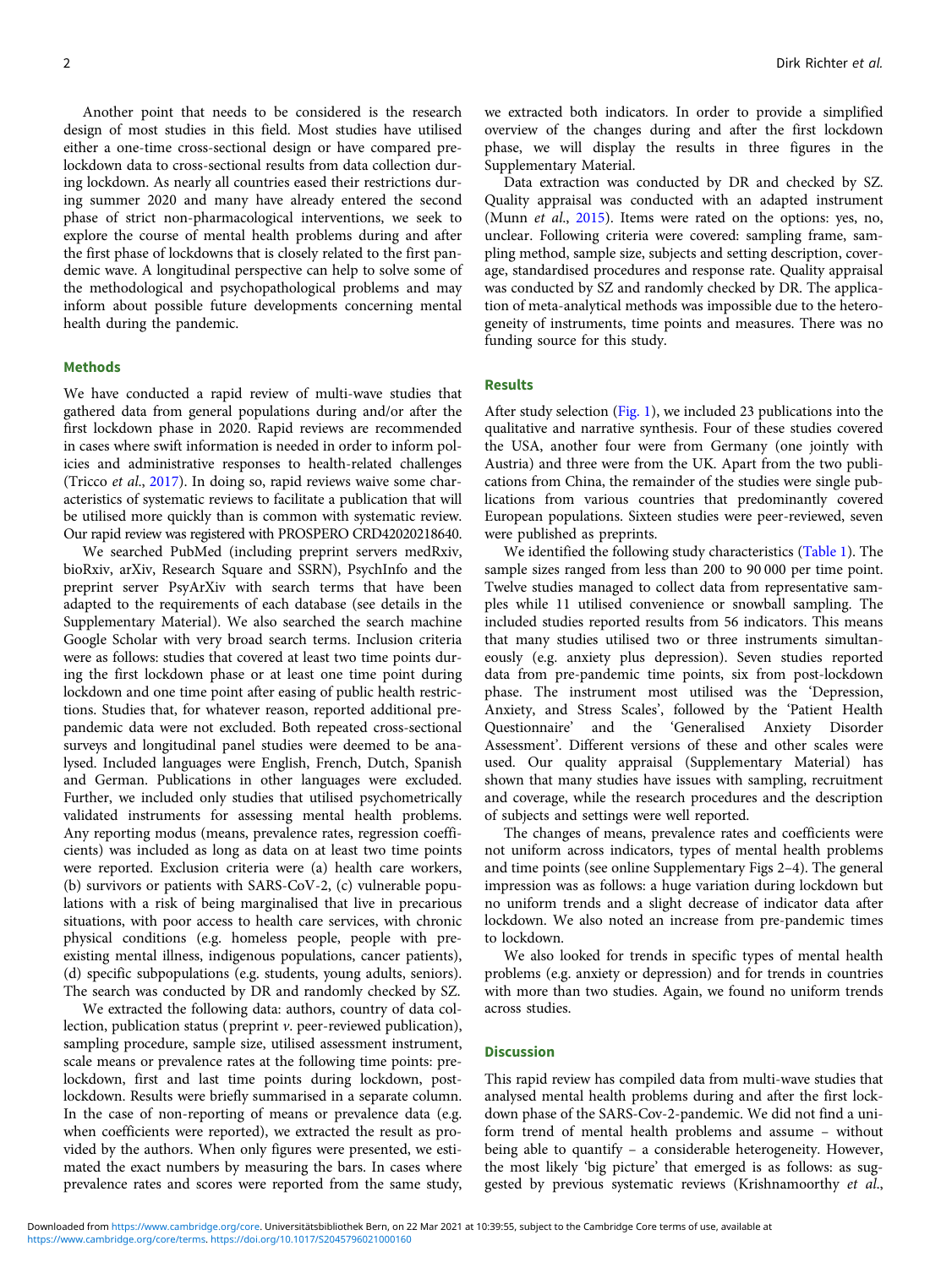Another point that needs to be considered is the research design of most studies in this field. Most studies have utilised either a one-time cross-sectional design or have compared pre-lockdown data to cross-sectional results from data collection during lockdown. As nearly all countries eased their restrictions during summer 2020 and many have already entered the second phase of strict non-pharmacological interventions, we seek to explore the course of mental health problems during and after the first phase of lockdowns that is closely related to the first pandemic wave. A longitudinal perspective can help to solve some of the methodological and psychopathological problems and may inform about possible future developments concerning mental health during the pandemic.

## Methods

We have conducted a rapid review of multi-wave studies that gathered data from general populations during and/or after the first lockdown phase in 2020. Rapid reviews are recommended in cases where swift information is needed in order to inform policies and administrative responses to health-related challenges (Tricco *et al.*, 2017). In doing so, rapid reviews waive some characteristics of systematic reviews to facilitate a publication that will be utilised more quickly than is common with systematic review. Our rapid review was registered with PROSPERO CRD42020218640.

We searched PubMed (including preprint servers medRxiv, bioRxiv, arXiv, Research Square and SSRN), PsychInfo and the preprint server PsyArXiv with search terms that have been adapted to the requirements of each database (see details in the Supplementary Material). We also searched the search machine Google Scholar with very broad search terms. Inclusion criteria were as follows: studies that covered at least two time points during the first lockdown phase or at least one time point during lockdown and one time point after easing of public health restrictions. Studies that, for whatever reason, reported additional pre-pandemic data were not excluded. Both repeated cross-sectional surveys and longitudinal panel studies were deemed to be analysed. Included languages were English, French, Dutch, Spanish and German. Publications in other languages were excluded. Further, we included only studies that utilised psychometrically validated instruments for assessing mental health problems. Any reporting modus (means, prevalence rates, regression coefficients) was included as long as data on at least two time points were reported. Exclusion criteria were (a) health care workers, (b) survivors or patients with SARS-CoV-2, (c) vulnerable populations with a risk of being marginalised that live in precarious situations, with poor access to health care services, with chronic physical conditions (e.g. homeless people, people with pre-existing mental illness, indigenous populations, cancer patients), (d) specific subpopulations (e.g. students, young adults, seniors). The search was conducted by DR and randomly checked by SZ.

We extracted the following data: authors, country of data collection, publication status (preprint *v.* peer-reviewed publication), sampling procedure, sample size, utilised assessment instrument, scale means or prevalence rates at the following time points: pre-lockdown, first and last time points during lockdown, post-lockdown. Results were briefly summarised in a separate column. In the case of non-reporting of means or prevalence data (e.g. when coefficients were reported), we extracted the result as provided by the authors. When only figures were presented, we estimated the exact numbers by measuring the bars. In cases where prevalence rates and scores were reported from the same study, we extracted both indicators. In order to provide a simplified overview of the changes during and after the first lockdown phase, we will display the results in three figures in the Supplementary Material.

Data extraction was conducted by DR and checked by SZ. Quality appraisal was conducted with an adapted instrument (Munn *et al.*, 2015). Items were rated on the options: yes, no, unclear. Following criteria were covered: sampling frame, sampling method, sample size, subjects and setting description, coverage, standardised procedures and response rate. Quality appraisal was conducted by SZ and randomly checked by DR. The application of meta-analytical methods was impossible due to the heterogeneity of instruments, time points and measures. There was no funding source for this study.

## Results

After study selection (Fig. 1), we included 23 publications into the qualitative and narrative synthesis. Four of these studies covered the USA, another four were from Germany (one jointly with Austria) and three were from the UK. Apart from the two publications from China, the remainder of the studies were single publications from various countries that predominantly covered European populations. Sixteen studies were peer-reviewed, seven were published as preprints.

We identified the following study characteristics (Table 1). The sample sizes ranged from less than 200 to 90 000 per time point. Twelve studies managed to collect data from representative samples while 11 utilised convenience or snowball sampling. The included studies reported results from 56 indicators. This means that many studies utilised two or three instruments simultaneously (e.g. anxiety plus depression). Seven studies reported data from pre-pandemic time points, six from post-lockdown phase. The instrument most utilised was the 'Depression, Anxiety, and Stress Scales', followed by the 'Patient Health Questionnaire' and the 'Generalised Anxiety Disorder Assessment'. Different versions of these and other scales were used. Our quality appraisal (Supplementary Material) has shown that many studies have issues with sampling, recruitment and coverage, while the research procedures and the description of subjects and settings were well reported.

The changes of means, prevalence rates and coefficients were not uniform across indicators, types of mental health problems and time points (see online Supplementary Figs 2–4). The general impression was as follows: a huge variation during lockdown but no uniform trends and a slight decrease of indicator data after lockdown. We also noted an increase from pre-pandemic times to lockdown.

We also looked for trends in specific types of mental health problems (e.g. anxiety or depression) and for trends in countries with more than two studies. Again, we found no uniform trends across studies.

## Discussion

This rapid review has compiled data from multi-wave studies that analysed mental health problems during and after the first lockdown phase of the SARS-Cov-2-pandemic. We did not find a uniform trend of mental health problems and assume – without being able to quantify – a considerable heterogeneity. However, the most likely 'big picture' that emerged is as follows: as suggested by previous systematic reviews (Krishnamoorthy *et al.*,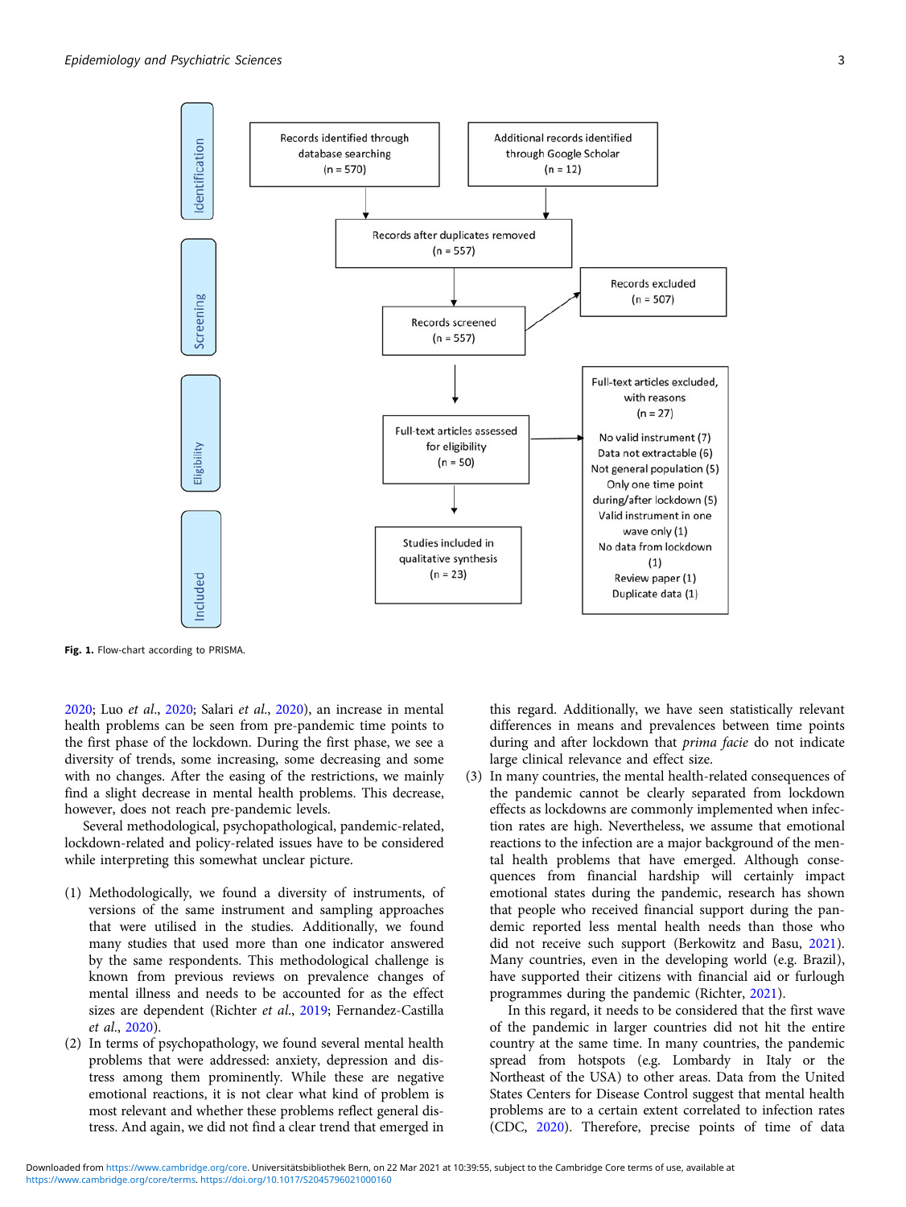Identification

Records identified through database searching (n = 570)

Additional records identified through Google Scholar (n = 12)

Records after duplicates removed (n = 557)

Screening

Records screened (n = 557)

Records excluded (n = 507)

Eligibility

Full-text articles assessed for eligibility (n = 50)

Full-text articles excluded, with reasons (n = 27)

No valid instrument (7)
Data not extractable (6)
Not general population (5)
Only one time point during/after lockdown (5)
Valid instrument in one wave only (1)
No data from lockdown (1)
Review paper (1)
Duplicate data (1)

Included

Studies included in qualitative synthesis (n = 23)

**Fig. 1.** Flow-chart according to PRISMA.

2020; Luo *et al.*, 2020; Salari *et al.*, 2020), an increase in mental health problems can be seen from pre-pandemic time points to the first phase of the lockdown. During the first phase, we see a diversity of trends, some increasing, some decreasing and some with no changes. After the easing of the restrictions, we mainly find a slight decrease in mental health problems. This decrease, however, does not reach pre-pandemic levels.

Several methodological, psychopathological, pandemic-related, lockdown-related and policy-related issues have to be considered while interpreting this somewhat unclear picture.

(1) Methodologically, we found a diversity of instruments, of versions of the same instrument and sampling approaches that were utilised in the studies. Additionally, we found many studies that used more than one indicator answered by the same respondents. This methodological challenge is known from previous reviews on prevalence changes of mental illness and needs to be accounted for as the effect sizes are dependent (Richter *et al.*, 2019; Fernandez-Castilla *et al.*, 2020).
(2) In terms of psychopathology, we found several mental health problems that were addressed: anxiety, depression and distress among them prominently. While these are negative emotional reactions, it is not clear what kind of problem is most relevant and whether these problems reflect general distress. And again, we did not find a clear trend that emerged in this regard. Additionally, we have seen statistically relevant differences in means and prevalences between time points during and after lockdown that *prima facie* do not indicate large clinical relevance and effect size.
(3) In many countries, the mental health-related consequences of the pandemic cannot be clearly separated from lockdown effects as lockdowns are commonly implemented when infection rates are high. Nevertheless, we assume that emotional reactions to the infection are a major background of the mental health problems that have emerged. Although consequences from financial hardship will certainly impact emotional states during the pandemic, research has shown that people who received financial support during the pandemic reported less mental health needs than those who did not receive such support (Berkowitz and Basu, 2021). Many countries, even in the developing world (e.g. Brazil), have supported their citizens with financial aid or furlough programmes during the pandemic (Richter, 2021).

In this regard, it needs to be considered that the first wave of the pandemic in larger countries did not hit the entire country at the same time. In many countries, the pandemic spread from hotspots (e.g. Lombardy in Italy or the Northeast of the USA) to other areas. Data from the United States Centers for Disease Control suggest that mental health problems are to a certain extent correlated to infection rates (CDC, 2020). Therefore, precise points of time of data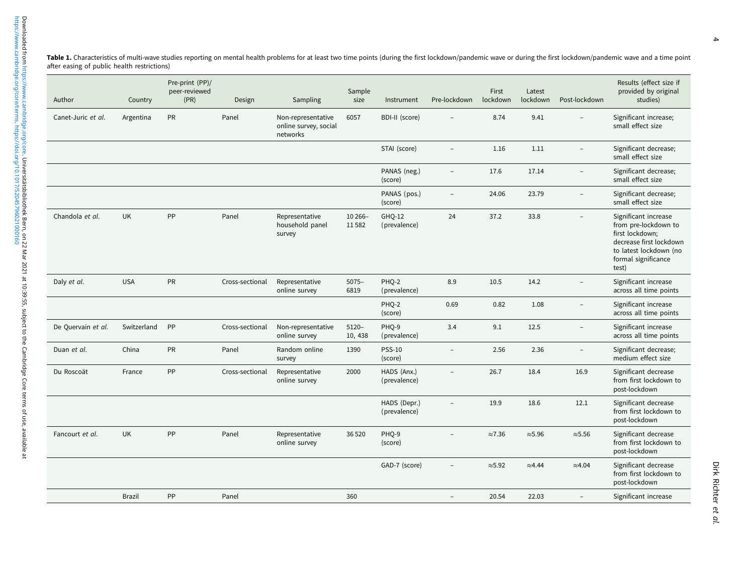**Table 1.** Characteristics of multi-wave studies reporting on mental health problems for at least two time points (during the first lockdown/pandemic wave or during the first lockdown/pandemic wave and a time point after easing of public health restrictions)

| Author | Country | Pre-print (PP)/ peer-reviewed (PR) | Design | Sampling | Sample size | Instrument | Pre-lockdown | First lockdown | Latest lockdown | Post-lockdown | Results (effect size if provided by original studies) |
|---|---|---|---|---|---|---|---|---|---|---|---|
| Canet-Juric *et al.* | Argentina | PR | Panel | Non-representative online survey, social networks | 6057 | BDI-II (score) | – | 8.74 | 9.41 | – | Significant increase; small effect size |
| | | | | | | STAI (score) | – | 1.16 | 1.11 | – | Significant decrease; small effect size |
| | | | | | | PANAS (neg.) (score) | – | 17.6 | 17.14 | – | Significant decrease; small effect size |
| | | | | | | PANAS (pos.) (score) | – | 24.06 | 23.79 | – | Significant decrease; small effect size |
| Chandola *et al.* | UK | PP | Panel | Representative household panel survey | 10 266–11 582 | GHQ-12 (prevalence) | 24 | 37.2 | 33.8 | – | Significant increase from pre-lockdown to first lockdown; decrease first lockdown to latest lockdown (no formal significance test) |
| Daly *et al.* | USA | PR | Cross-sectional | Representative online survey | 5075–6819 | PHQ-2 (prevalence) | 8.9 | 10.5 | 14.2 | – | Significant increase across all time points |
| | | | | | | PHQ-2 (score) | 0.69 | 0.82 | 1.08 | – | Significant increase across all time points |
| De Quervain *et al.* | Switzerland | PP | Cross-sectional | Non-representative online survey | 5120–10, 438 | PHQ-9 (prevalence) | 3.4 | 9.1 | 12.5 | – | Significant increase across all time points |
| Duan *et al.* | China | PR | Panel | Random online survey | 1390 | PSS-10 (score) | – | 2.56 | 2.36 | – | Significant decrease; medium effect size |
| Du Roscoät | France | PP | Cross-sectional | Representative online survey | 2000 | HADS (Anx.) (prevalence) | – | 26.7 | 18.4 | 16.9 | Significant decrease from first lockdown to post-lockdown |
| | | | | | | HADS (Depr.) (prevalence) | – | 19.9 | 18.6 | 12.1 | Significant decrease from first lockdown to post-lockdown |
| Fancourt *et al.* | UK | PP | Panel | Representative online survey | 36 520 | PHQ-9 (score) | – | ≈7.36 | ≈5.96 | ≈5.56 | Significant decrease from first lockdown to post-lockdown |
| | | | | | | GAD-7 (score) | – | ≈5.92 | ≈4.44 | ≈4.04 | Significant decrease from first lockdown to post-lockdown |
| | Brazil | PP | Panel | | 360 | | – | 20.54 | 22.03 | – | Significant increase |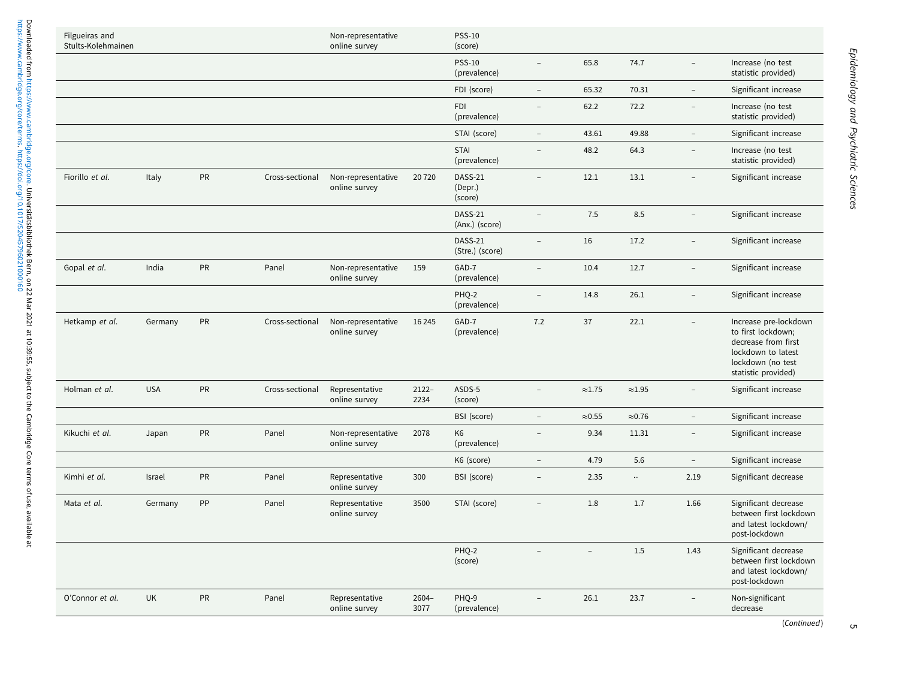| | | | | | | | | | | | |
|---|---|---|---|---|---|---|---|---|---|---|---|
| Filgueiras and Stults-Kolehmainen | | | | Non-representative online survey | | PSS-10 (score) | | | | | |
| | | | | | | PSS-10 (prevalence) | – | 65.8 | 74.7 | – | Increase (no test statistic provided) |
| | | | | | | FDI (score) | – | 65.32 | 70.31 | – | Significant increase |
| | | | | | | FDI (prevalence) | – | 62.2 | 72.2 | – | Increase (no test statistic provided) |
| | | | | | | STAI (score) | – | 43.61 | 49.88 | – | Significant increase |
| | | | | | | STAI (prevalence) | – | 48.2 | 64.3 | – | Increase (no test statistic provided) |
| Fiorillo *et al*. | Italy | PR | Cross-sectional | Non-representative online survey | 20 720 | DASS-21 (Depr.) (score) | – | 12.1 | 13.1 | – | Significant increase |
| | | | | | | DASS-21 (Anx.) (score) | – | 7.5 | 8.5 | – | Significant increase |
| | | | | | | DASS-21 (Stre.) (score) | – | 16 | 17.2 | – | Significant increase |
| Gopal *et al*. | India | PR | Panel | Non-representative online survey | 159 | GAD-7 (prevalence) | – | 10.4 | 12.7 | – | Significant increase |
| | | | | | | PHQ-2 (prevalence) | – | 14.8 | 26.1 | – | Significant increase |
| Hetkamp *et al*. | Germany | PR | Cross-sectional | Non-representative online survey | 16 245 | GAD-7 (prevalence) | 7.2 | 37 | 22.1 | – | Increase pre-lockdown to first lockdown; decrease from first lockdown to latest lockdown (no test statistic provided) |
| Holman *et al*. | USA | PR | Cross-sectional | Representative online survey | 2122–2234 | ASDS-5 (score) | – | ≈1.75 | ≈1.95 | – | Significant increase |
| | | | | | | BSI (score) | – | ≈0.55 | ≈0.76 | – | Significant increase |
| Kikuchi *et al*. | Japan | PR | Panel | Non-representative online survey | 2078 | K6 (prevalence) | – | 9.34 | 11.31 | – | Significant increase |
| | | | | | | K6 (score) | – | 4.79 | 5.6 | – | Significant increase |
| Kimhi *et al*. | Israel | PR | Panel | Representative online survey | 300 | BSI (score) | – | 2.35 | ·· | 2.19 | Significant decrease |
| Mata *et al*. | Germany | PP | Panel | Representative online survey | 3500 | STAI (score) | – | 1.8 | 1.7 | 1.66 | Significant decrease between first lockdown and latest lockdown/post-lockdown |
| | | | | | | PHQ-2 (score) | – | – | 1.5 | 1.43 | Significant decrease between first lockdown and latest lockdown/post-lockdown |
| O'Connor *et al*. | UK | PR | Panel | Representative online survey | 2604–3077 | PHQ-9 (prevalence) | – | 26.1 | 23.7 | – | Non-significant decrease |

(*Continued*)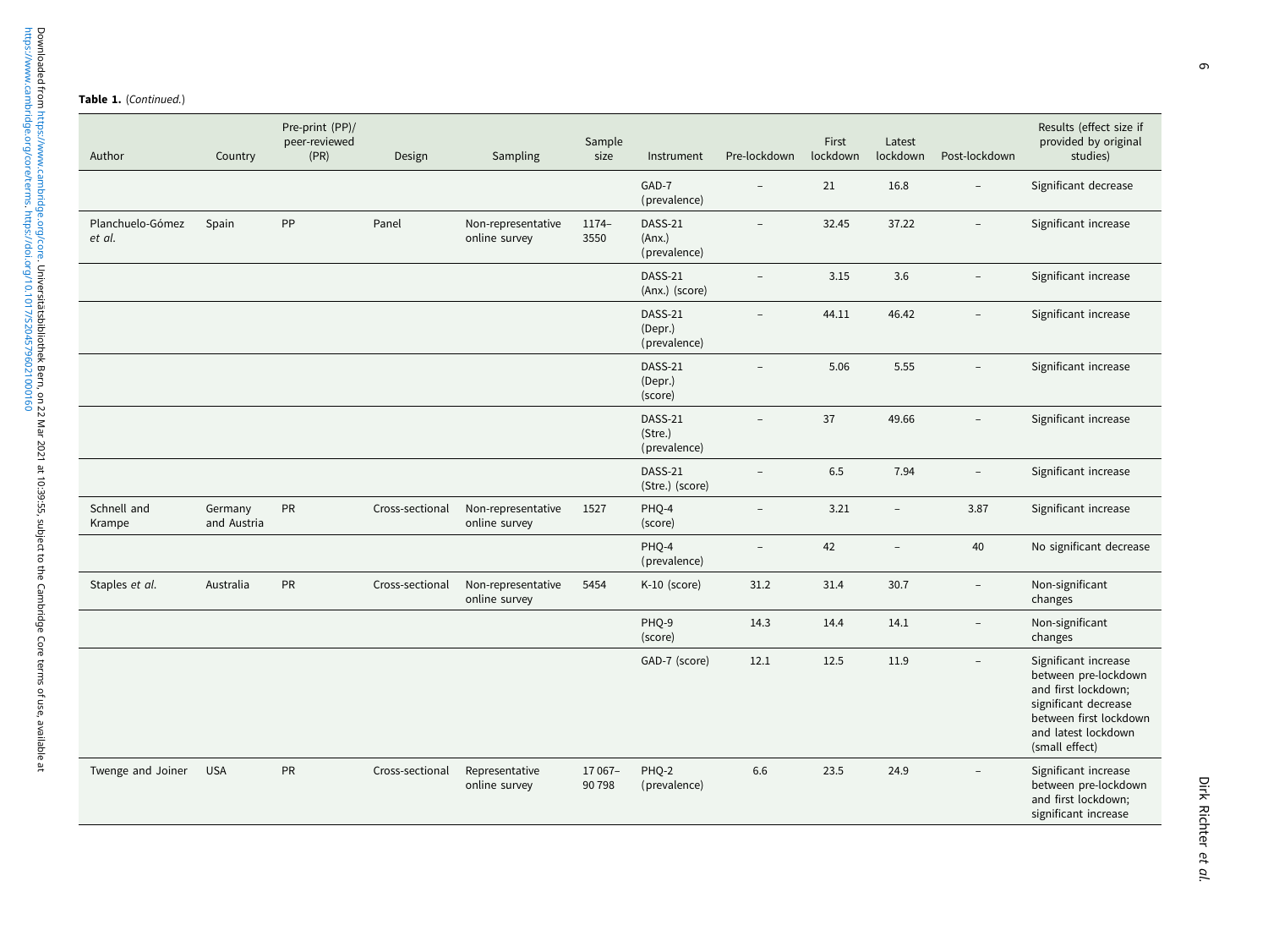**Table 1.** (*Continued*.)

| Author | Country | Pre-print (PP)/ peer-reviewed (PR) | Design | Sampling | Sample size | Instrument | Pre-lockdown | First lockdown | Latest lockdown | Post-lockdown | Results (effect size if provided by original studies) |
|---|---|---|---|---|---|---|---|---|---|---|---|
| | | | | | | GAD-7 (prevalence) | – | 21 | 16.8 | – | Significant decrease |
| Planchuelo-Gómez *et al.* | Spain | PP | Panel | Non-representative online survey | 1174–3550 | DASS-21 (Anx.) (prevalence) | – | 32.45 | 37.22 | – | Significant increase |
| | | | | | | DASS-21 (Anx.) (score) | – | 3.15 | 3.6 | – | Significant increase |
| | | | | | | DASS-21 (Depr.) (prevalence) | – | 44.11 | 46.42 | – | Significant increase |
| | | | | | | DASS-21 (Depr.) (score) | – | 5.06 | 5.55 | – | Significant increase |
| | | | | | | DASS-21 (Stre.) (prevalence) | – | 37 | 49.66 | – | Significant increase |
| | | | | | | DASS-21 (Stre.) (score) | – | 6.5 | 7.94 | – | Significant increase |
| Schnell and Krampe | Germany and Austria | PR | Cross-sectional | Non-representative online survey | 1527 | PHQ-4 (score) | – | 3.21 | – | 3.87 | Significant increase |
| | | | | | | PHQ-4 (prevalence) | – | 42 | – | 40 | No significant decrease |
| Staples *et al.* | Australia | PR | Cross-sectional | Non-representative online survey | 5454 | K-10 (score) | 31.2 | 31.4 | 30.7 | – | Non-significant changes |
| | | | | | | PHQ-9 (score) | 14.3 | 14.4 | 14.1 | – | Non-significant changes |
| | | | | | | GAD-7 (score) | 12.1 | 12.5 | 11.9 | – | Significant increase between pre-lockdown and first lockdown; significant decrease between first lockdown and latest lockdown (small effect) |
| Twenge and Joiner | USA | PR | Cross-sectional | Representative online survey | 17 067–90 798 | PHQ-2 (prevalence) | 6.6 | 23.5 | 24.9 | – | Significant increase between pre-lockdown and first lockdown; significant increase |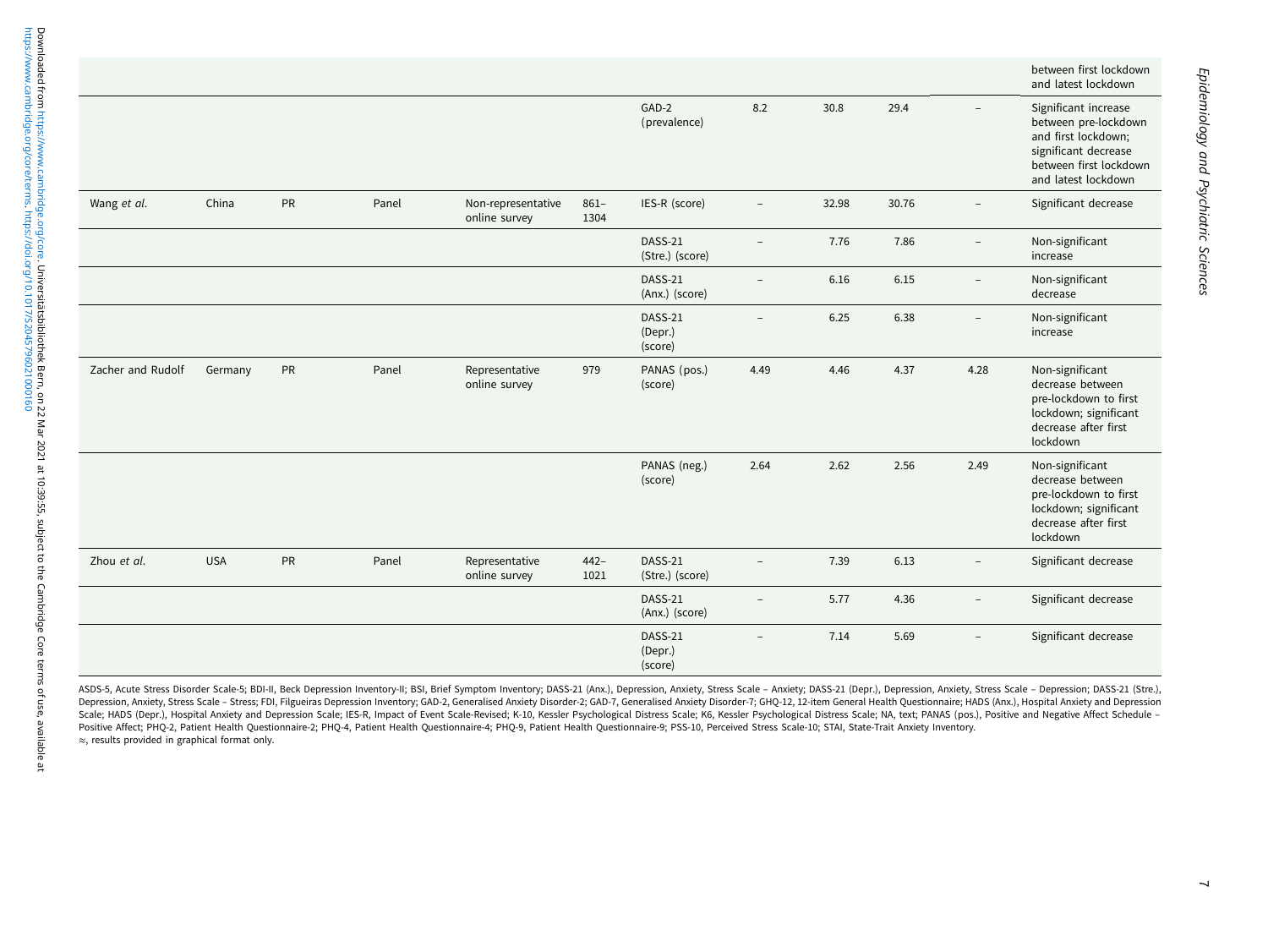| | | | | | | | | | | |
|---|---|---|---|---|---|---|---|---|---|---|
| | | | | | | | | | | between first lockdown and latest lockdown |
| | | | | | | GAD-2 (prevalence) | 8.2 | 30.8 | 29.4 | – | Significant increase between pre-lockdown and first lockdown; significant decrease between first lockdown and latest lockdown |
| Wang *et al*. | China | PR | Panel | Non-representative online survey | 861–1304 | IES-R (score) | – | 32.98 | 30.76 | – | Significant decrease |
| | | | | | | DASS-21 (Stre.) (score) | – | 7.76 | 7.86 | – | Non-significant increase |
| | | | | | | DASS-21 (Anx.) (score) | – | 6.16 | 6.15 | – | Non-significant decrease |
| | | | | | | DASS-21 (Depr.) (score) | – | 6.25 | 6.38 | – | Non-significant increase |
| Zacher and Rudolf | Germany | PR | Panel | Representative online survey | 979 | PANAS (pos.) (score) | 4.49 | 4.46 | 4.37 | 4.28 | Non-significant decrease between pre-lockdown to first lockdown; significant decrease after first lockdown |
| | | | | | | PANAS (neg.) (score) | 2.64 | 2.62 | 2.56 | 2.49 | Non-significant decrease between pre-lockdown to first lockdown; significant decrease after first lockdown |
| Zhou *et al*. | USA | PR | Panel | Representative online survey | 442–1021 | DASS-21 (Stre.) (score) | – | 7.39 | 6.13 | – | Significant decrease |
| | | | | | | DASS-21 (Anx.) (score) | – | 5.77 | 4.36 | – | Significant decrease |
| | | | | | | DASS-21 (Depr.) (score) | – | 7.14 | 5.69 | – | Significant decrease |

ASDS-5, Acute Stress Disorder Scale-5; BDI-II, Beck Depression Inventory-II; BSI, Brief Symptom Inventory; DASS-21 (Anx.), Depression, Anxiety, Stress Scale – Anxiety; DASS-21 (Depr.), Depression, Anxiety, Stress Scale – Depression; DASS-21 (Stre.), Depression, Anxiety, Stress Scale – Stress; FDI, Filgueiras Depression Inventory; GAD-2, Generalised Anxiety Disorder-2; GAD-7, Generalised Anxiety Disorder-7; GHQ-12, 12-item General Health Questionnaire; HADS (Anx.), Hospital Anxiety and Depression Scale; HADS (Depr.), Hospital Anxiety and Depression Scale; IES-R, Impact of Event Scale-Revised; K-10, Kessler Psychological Distress Scale; K6, Kessler Psychological Distress Scale; NA, text; PANAS (pos.), Positive and Negative Affect Schedule – Positive Affect; PHQ-2, Patient Health Questionnaire-2; PHQ-4, Patient Health Questionnaire-4; PHQ-9, Patient Health Questionnaire-9; PSS-10, Perceived Stress Scale-10; STAI, State-Trait Anxiety Inventory.

≈, results provided in graphical format only.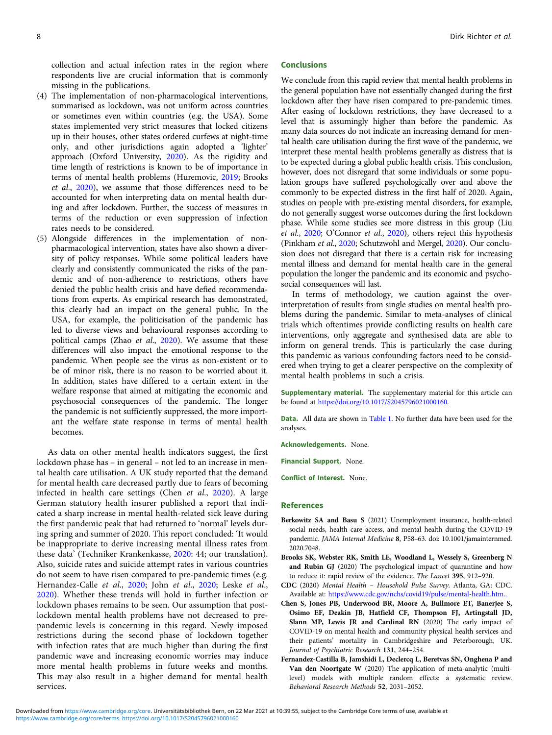collection and actual infection rates in the region where respondents live are crucial information that is commonly missing in the publications.

(4) The implementation of non-pharmacological interventions, summarised as lockdown, was not uniform across countries or sometimes even within countries (e.g. the USA). Some states implemented very strict measures that locked citizens up in their houses, other states ordered curfews at night-time only, and other jurisdictions again adopted a 'lighter' approach (Oxford University, 2020). As the rigidity and time length of restrictions is known to be of importance in terms of mental health problems (Huremovic, 2019; Brooks *et al.*, 2020), we assume that those differences need to be accounted for when interpreting data on mental health during and after lockdown. Further, the success of measures in terms of the reduction or even suppression of infection rates needs to be considered.

(5) Alongside differences in the implementation of non-pharmacological intervention, states have also shown a diversity of policy responses. While some political leaders have clearly and consistently communicated the risks of the pandemic and of non-adherence to restrictions, others have denied the public health crisis and have defied recommendations from experts. As empirical research has demonstrated, this clearly had an impact on the general public. In the USA, for example, the politicisation of the pandemic has led to diverse views and behavioural responses according to political camps (Zhao *et al.*, 2020). We assume that these differences will also impact the emotional response to the pandemic. When people see the virus as non-existent or to be of minor risk, there is no reason to be worried about it. In addition, states have differed to a certain extent in the welfare response that aimed at mitigating the economic and psychosocial consequences of the pandemic. The longer the pandemic is not sufficiently suppressed, the more important the welfare state response in terms of mental health becomes.

As data on other mental health indicators suggest, the first lockdown phase has – in general – not led to an increase in mental health care utilisation. A UK study reported that the demand for mental health care decreased partly due to fears of becoming infected in health care settings (Chen *et al.*, 2020). A large German statutory health insurer published a report that indicated a sharp increase in mental health-related sick leave during the first pandemic peak that had returned to 'normal' levels during spring and summer of 2020. This report concluded: 'It would be inappropriate to derive increasing mental illness rates from these data' (Techniker Krankenkasse, 2020: 44; our translation). Also, suicide rates and suicide attempt rates in various countries do not seem to have risen compared to pre-pandemic times (e.g. Hernandez-Calle *et al.*, 2020; John *et al.*, 2020; Leske *et al.*, 2020). Whether these trends will hold in further infection or lockdown phases remains to be seen. Our assumption that post-lockdown mental health problems have not decreased to pre-pandemic levels is concerning in this regard. Newly imposed restrictions during the second phase of lockdown together with infection rates that are much higher than during the first pandemic wave and increasing economic worries may induce more mental health problems in future weeks and months. This may also result in a higher demand for mental health services.

## Conclusions

We conclude from this rapid review that mental health problems in the general population have not essentially changed during the first lockdown after they have risen compared to pre-pandemic times. After easing of lockdown restrictions, they have decreased to a level that is assumingly higher than before the pandemic. As many data sources do not indicate an increasing demand for mental health care utilisation during the first wave of the pandemic, we interpret these mental health problems generally as distress that is to be expected during a global public health crisis. This conclusion, however, does not disregard that some individuals or some population groups have suffered psychologically over and above the commonly to be expected distress in the first half of 2020. Again, studies on people with pre-existing mental disorders, for example, do not generally suggest worse outcomes during the first lockdown phase. While some studies see more distress in this group (Liu *et al.*, 2020; O'Connor *et al.*, 2020), others reject this hypothesis (Pinkham *et al.*, 2020; Schutzwohl and Mergel, 2020). Our conclusion does not disregard that there is a certain risk for increasing mental illness and demand for mental health care in the general population the longer the pandemic and its economic and psychosocial consequences will last.

In terms of methodology, we caution against the over-interpretation of results from single studies on mental health problems during the pandemic. Similar to meta-analyses of clinical trials which oftentimes provide conflicting results on health care interventions, only aggregate and synthesised data are able to inform on general trends. This is particularly the case during this pandemic as various confounding factors need to be considered when trying to get a clearer perspective on the complexity of mental health problems in such a crisis.

**Supplementary material.** The supplementary material for this article can be found at https://doi.org/10.1017/S2045796021000160.

**Data.** All data are shown in Table 1. No further data have been used for the analyses.

**Acknowledgements.** None.

**Financial Support.** None.

**Conflict of Interest.** None.

## References

**Berkowitz SA and Basu S** (2021) Unemployment insurance, health-related social needs, health care access, and mental health during the COVID-19 pandemic. *JAMA Internal Medicine* 8, P58–63. doi: 10.1001/jamainternmed.2020.7048.

**Brooks SK, Webster RK, Smith LE, Woodland L, Wessely S, Greenberg N and Rubin GJ** (2020) The psychological impact of quarantine and how to reduce it: rapid review of the evidence. *The Lancet* **395**, 912–920.

**CDC** (2020) *Mental Health – Household Pulse Survey.* Atlanta, GA: CDC. Available at: https://www.cdc.gov/nchs/covid19/pulse/mental-health.htm..

**Chen S, Jones PB, Underwood BR, Moore A, Bullmore ET, Banerjee S, Osimo EF, Deakin JB, Hatfield CF, Thompson FJ, Artingstall JD, Slann MP, Lewis JR and Cardinal RN** (2020) The early impact of COVID-19 on mental health and community physical health services and their patients' mortality in Cambridgeshire and Peterborough, UK. *Journal of Psychiatric Research* **131**, 244–254.

**Fernandez-Castilla B, Jamshidi L, Declercq L, Beretvas SN, Onghena P and Van den Noortgate W** (2020) The application of meta-analytic (multi-level) models with multiple random effects: a systematic review. *Behavioral Research Methods* **52**, 2031–2052.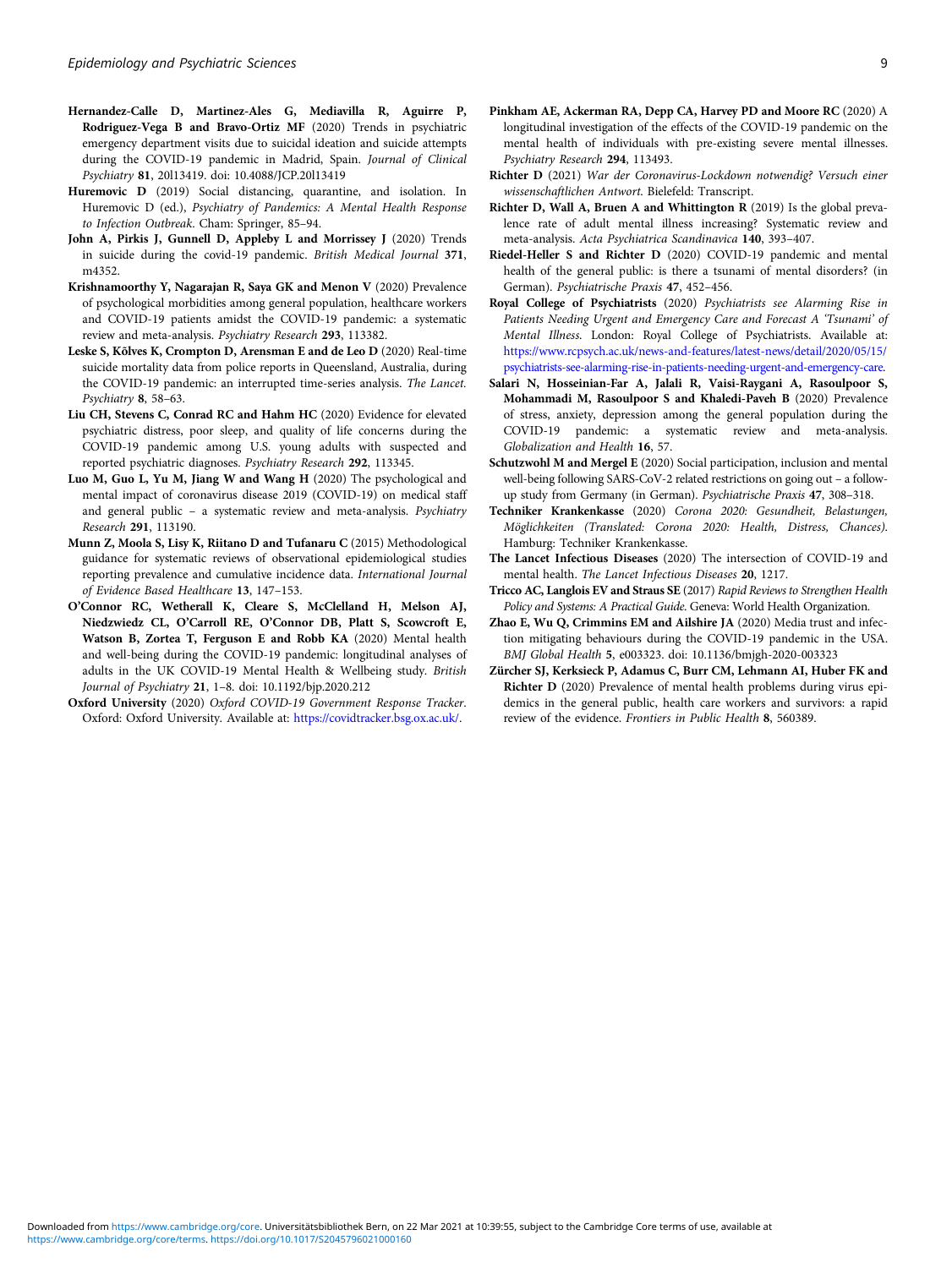**Hernandez-Calle D, Martinez-Ales G, Mediavilla R, Aguirre P, Rodriguez-Vega B and Bravo-Ortiz MF** (2020) Trends in psychiatric emergency department visits due to suicidal ideation and suicide attempts during the COVID-19 pandemic in Madrid, Spain. *Journal of Clinical Psychiatry* **81**, 20l13419. doi: 10.4088/JCP.20l13419

**Huremovic D** (2019) Social distancing, quarantine, and isolation. In Huremovic D (ed.), *Psychiatry of Pandemics: A Mental Health Response to Infection Outbreak*. Cham: Springer, 85–94.

**John A, Pirkis J, Gunnell D, Appleby L and Morrissey J** (2020) Trends in suicide during the covid-19 pandemic. *British Medical Journal* **371**, m4352.

**Krishnamoorthy Y, Nagarajan R, Saya GK and Menon V** (2020) Prevalence of psychological morbidities among general population, healthcare workers and COVID-19 patients amidst the COVID-19 pandemic: a systematic review and meta-analysis. *Psychiatry Research* **293**, 113382.

**Leske S, Kõlves K, Crompton D, Arensman E and de Leo D** (2020) Real-time suicide mortality data from police reports in Queensland, Australia, during the COVID-19 pandemic: an interrupted time-series analysis. *The Lancet. Psychiatry* **8**, 58–63.

**Liu CH, Stevens C, Conrad RC and Hahm HC** (2020) Evidence for elevated psychiatric distress, poor sleep, and quality of life concerns during the COVID-19 pandemic among U.S. young adults with suspected and reported psychiatric diagnoses. *Psychiatry Research* **292**, 113345.

**Luo M, Guo L, Yu M, Jiang W and Wang H** (2020) The psychological and mental impact of coronavirus disease 2019 (COVID-19) on medical staff and general public – a systematic review and meta-analysis. *Psychiatry Research* **291**, 113190.

**Munn Z, Moola S, Lisy K, Riitano D and Tufanaru C** (2015) Methodological guidance for systematic reviews of observational epidemiological studies reporting prevalence and cumulative incidence data. *International Journal of Evidence Based Healthcare* **13**, 147–153.

**O'Connor RC, Wetherall K, Cleare S, McClelland H, Melson AJ, Niedzwiedz CL, O'Carroll RE, O'Connor DB, Platt S, Scowcroft E, Watson B, Zortea T, Ferguson E and Robb KA** (2020) Mental health and well-being during the COVID-19 pandemic: longitudinal analyses of adults in the UK COVID-19 Mental Health & Wellbeing study. *British Journal of Psychiatry* **21**, 1–8. doi: 10.1192/bjp.2020.212

**Oxford University** (2020) *Oxford COVID-19 Government Response Tracker*. Oxford: Oxford University. Available at: https://covidtracker.bsg.ox.ac.uk/.

**Pinkham AE, Ackerman RA, Depp CA, Harvey PD and Moore RC** (2020) A longitudinal investigation of the effects of the COVID-19 pandemic on the mental health of individuals with pre-existing severe mental illnesses. *Psychiatry Research* **294**, 113493.

**Richter D** (2021) *War der Coronavirus-Lockdown notwendig? Versuch einer wissenschaftlichen Antwort*. Bielefeld: Transcript.

**Richter D, Wall A, Bruen A and Whittington R** (2019) Is the global prevalence rate of adult mental illness increasing? Systematic review and meta-analysis. *Acta Psychiatrica Scandinavica* **140**, 393–407.

**Riedel-Heller S and Richter D** (2020) COVID-19 pandemic and mental health of the general public: is there a tsunami of mental disorders? (in German). *Psychiatrische Praxis* **47**, 452–456.

**Royal College of Psychiatrists** (2020) *Psychiatrists see Alarming Rise in Patients Needing Urgent and Emergency Care and Forecast A 'Tsunami' of Mental Illness*. London: Royal College of Psychiatrists. Available at: https://www.rcpsych.ac.uk/news-and-features/latest-news/detail/2020/05/15/psychiatrists-see-alarming-rise-in-patients-needing-urgent-and-emergency-care.

**Salari N, Hosseinian-Far A, Jalali R, Vaisi-Raygani A, Rasoulpoor S, Mohammadi M, Rasoulpoor S and Khaledi-Paveh B** (2020) Prevalence of stress, anxiety, depression among the general population during the COVID-19 pandemic: a systematic review and meta-analysis. *Globalization and Health* **16**, 57.

**Schutzwohl M and Mergel E** (2020) Social participation, inclusion and mental well-being following SARS-CoV-2 related restrictions on going out – a follow-up study from Germany (in German). *Psychiatrische Praxis* **47**, 308–318.

**Techniker Krankenkasse** (2020) *Corona 2020: Gesundheit, Belastungen, Möglichkeiten (Translated: Corona 2020: Health, Distress, Chances)*. Hamburg: Techniker Krankenkasse.

**The Lancet Infectious Diseases** (2020) The intersection of COVID-19 and mental health. *The Lancet Infectious Diseases* **20**, 1217.

**Tricco AC, Langlois EV and Straus SE** (2017) *Rapid Reviews to Strengthen Health Policy and Systems: A Practical Guide*. Geneva: World Health Organization.

**Zhao E, Wu Q, Crimmins EM and Ailshire JA** (2020) Media trust and infection mitigating behaviours during the COVID-19 pandemic in the USA. *BMJ Global Health* **5**, e003323. doi: 10.1136/bmjgh-2020-003323

**Zürcher SJ, Kerksieck P, Adamus C, Burr CM, Lehmann AI, Huber FK and Richter D** (2020) Prevalence of mental health problems during virus epidemics in the general public, health care workers and survivors: a rapid review of the evidence. *Frontiers in Public Health* **8**, 560389.